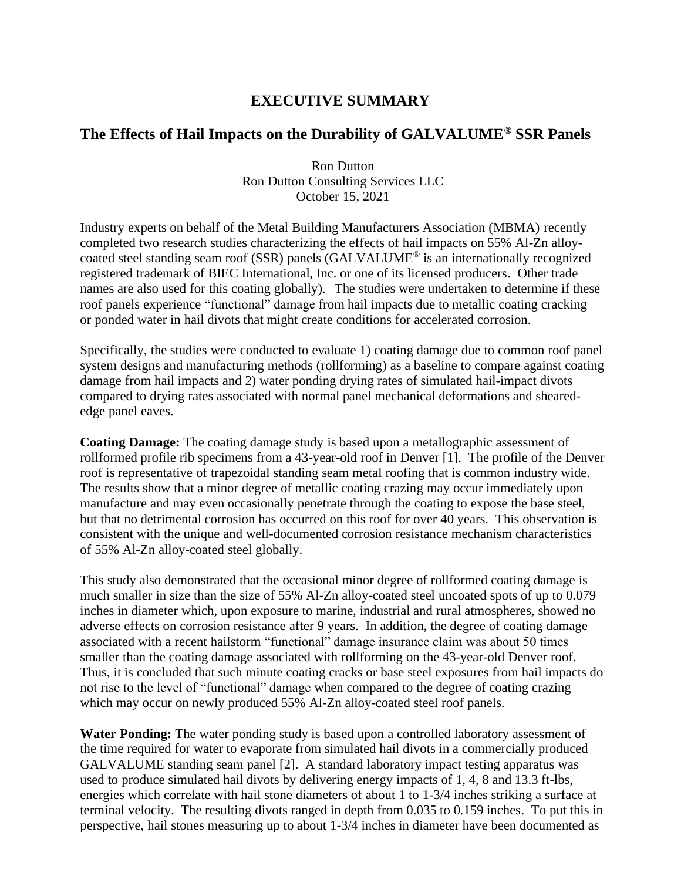# EXECUTIVE SUMMARY

## The Effects of Hail Impacts on the Durability of GALVALUME® SSR Panels

Ron Dutton
Ron Dutton Consulting Services LLC
October 15, 2021

Industry experts on behalf of the Metal Building Manufacturers Association (MBMA) recently completed two research studies characterizing the effects of hail impacts on 55% Al-Zn alloy-coated steel standing seam roof (SSR) panels (GALVALUME® is an internationally recognized registered trademark of BIEC International, Inc. or one of its licensed producers. Other trade names are also used for this coating globally). The studies were undertaken to determine if these roof panels experience "functional" damage from hail impacts due to metallic coating cracking or ponded water in hail divots that might create conditions for accelerated corrosion.

Specifically, the studies were conducted to evaluate 1) coating damage due to common roof panel system designs and manufacturing methods (rollforming) as a baseline to compare against coating damage from hail impacts and 2) water ponding drying rates of simulated hail-impact divots compared to drying rates associated with normal panel mechanical deformations and sheared-edge panel eaves.

**Coating Damage:** The coating damage study is based upon a metallographic assessment of rollformed profile rib specimens from a 43-year-old roof in Denver [1]. The profile of the Denver roof is representative of trapezoidal standing seam metal roofing that is common industry wide. The results show that a minor degree of metallic coating crazing may occur immediately upon manufacture and may even occasionally penetrate through the coating to expose the base steel, but that no detrimental corrosion has occurred on this roof for over 40 years. This observation is consistent with the unique and well-documented corrosion resistance mechanism characteristics of 55% Al-Zn alloy-coated steel globally.

This study also demonstrated that the occasional minor degree of rollformed coating damage is much smaller in size than the size of 55% Al-Zn alloy-coated steel uncoated spots of up to 0.079 inches in diameter which, upon exposure to marine, industrial and rural atmospheres, showed no adverse effects on corrosion resistance after 9 years. In addition, the degree of coating damage associated with a recent hailstorm "functional" damage insurance claim was about 50 times smaller than the coating damage associated with rollforming on the 43-year-old Denver roof. Thus, it is concluded that such minute coating cracks or base steel exposures from hail impacts do not rise to the level of "functional" damage when compared to the degree of coating crazing which may occur on newly produced 55% Al-Zn alloy-coated steel roof panels.

**Water Ponding:** The water ponding study is based upon a controlled laboratory assessment of the time required for water to evaporate from simulated hail divots in a commercially produced GALVALUME standing seam panel [2]. A standard laboratory impact testing apparatus was used to produce simulated hail divots by delivering energy impacts of 1, 4, 8 and 13.3 ft-lbs, energies which correlate with hail stone diameters of about 1 to 1-3/4 inches striking a surface at terminal velocity. The resulting divots ranged in depth from 0.035 to 0.159 inches. To put this in perspective, hail stones measuring up to about 1-3/4 inches in diameter have been documented as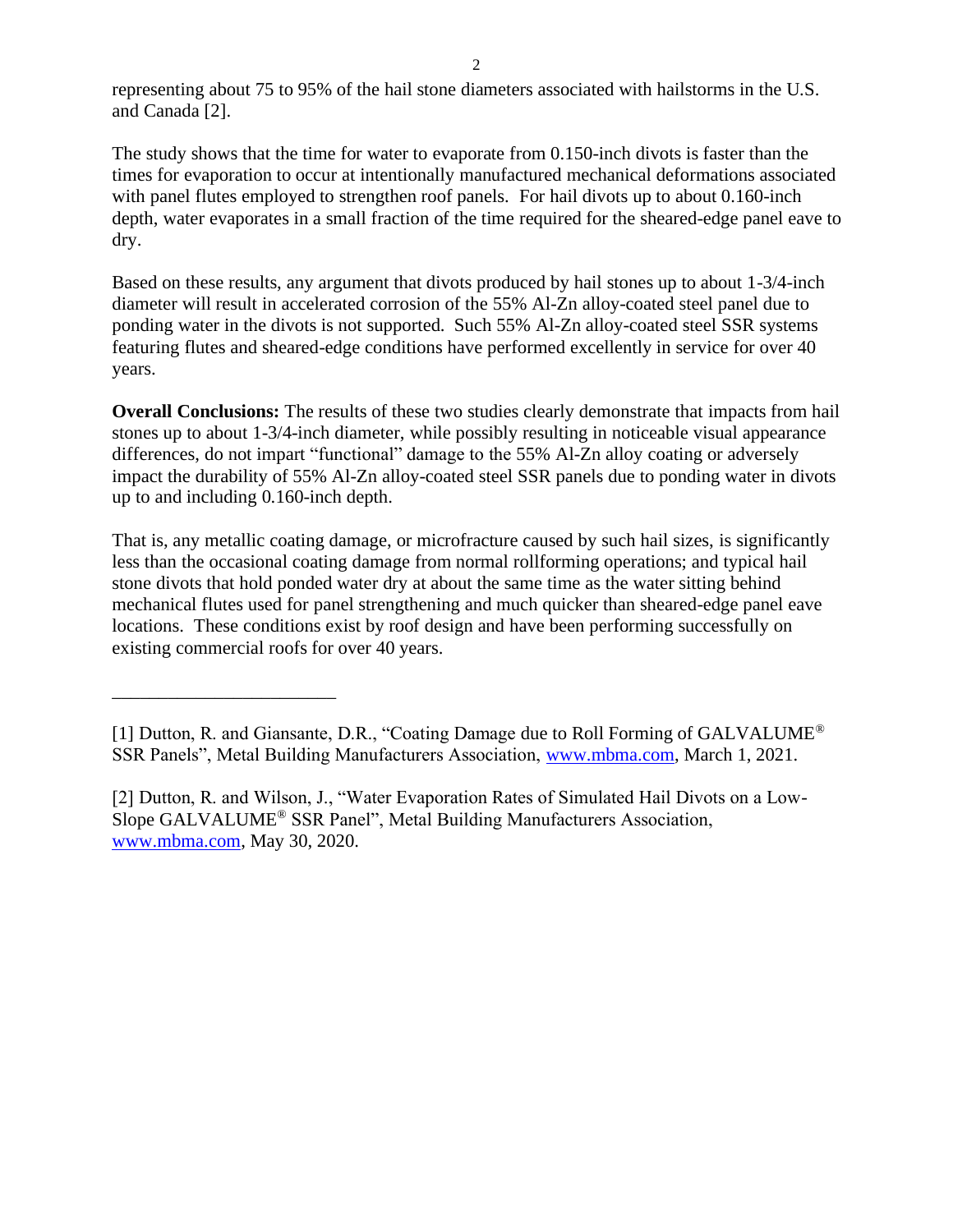representing about 75 to 95% of the hail stone diameters associated with hailstorms in the U.S. and Canada [2].

The study shows that the time for water to evaporate from 0.150-inch divots is faster than the times for evaporation to occur at intentionally manufactured mechanical deformations associated with panel flutes employed to strengthen roof panels. For hail divots up to about 0.160-inch depth, water evaporates in a small fraction of the time required for the sheared-edge panel eave to dry.

Based on these results, any argument that divots produced by hail stones up to about 1-3/4-inch diameter will result in accelerated corrosion of the 55% Al-Zn alloy-coated steel panel due to ponding water in the divots is not supported. Such 55% Al-Zn alloy-coated steel SSR systems featuring flutes and sheared-edge conditions have performed excellently in service for over 40 years.

**Overall Conclusions:** The results of these two studies clearly demonstrate that impacts from hail stones up to about 1-3/4-inch diameter, while possibly resulting in noticeable visual appearance differences, do not impart "functional" damage to the 55% Al-Zn alloy coating or adversely impact the durability of 55% Al-Zn alloy-coated steel SSR panels due to ponding water in divots up to and including 0.160-inch depth.

That is, any metallic coating damage, or microfracture caused by such hail sizes, is significantly less than the occasional coating damage from normal rollforming operations; and typical hail stone divots that hold ponded water dry at about the same time as the water sitting behind mechanical flutes used for panel strengthening and much quicker than sheared-edge panel eave locations. These conditions exist by roof design and have been performing successfully on existing commercial roofs for over 40 years.

---

[1] Dutton, R. and Giansante, D.R., "Coating Damage due to Roll Forming of GALVALUME® SSR Panels", Metal Building Manufacturers Association, www.mbma.com, March 1, 2021.

[2] Dutton, R. and Wilson, J., "Water Evaporation Rates of Simulated Hail Divots on a Low-Slope GALVALUME® SSR Panel", Metal Building Manufacturers Association, www.mbma.com, May 30, 2020.